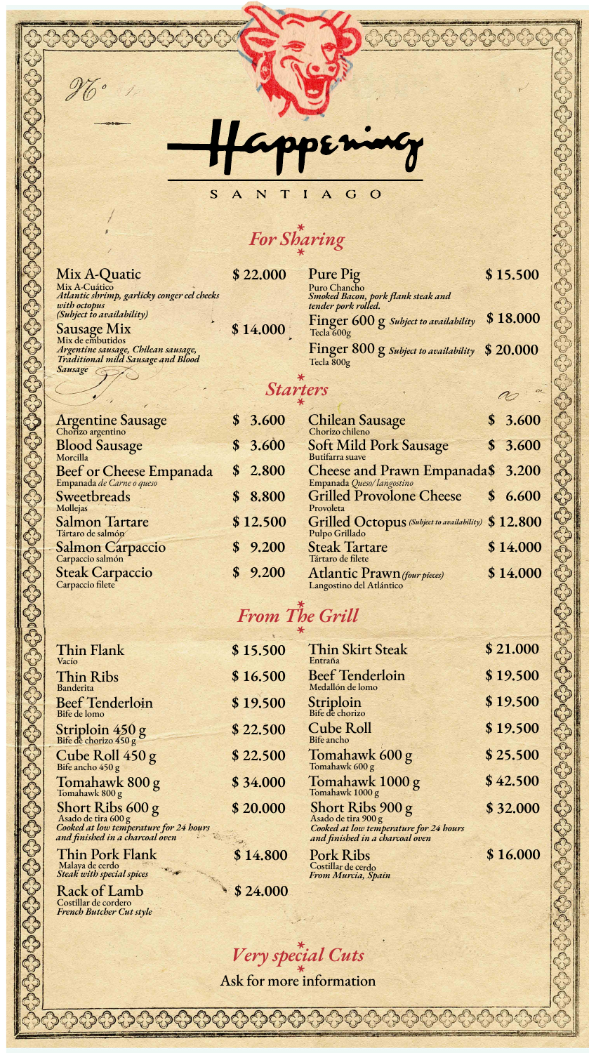# Happening

SANTIAGO

## For Sharing

**Mix A-Quatic** — $ 22.000
Mix A-Cuático
*Atlantic shrimp, garlicky conger eel cheeks with octopus*
*(Subject to availability)*

**Sausage Mix** — $ 14.000
Mix de embutidos
*Argentine sausage, Chilean sausage, Traditional mild Sausage and Blood Sausage*

**Pure Pig** — $ 15.500
Puro Chancho
*Smoked Bacon, pork flank steak and tender pork rolled.*

**Finger 600 g** *Subject to availability* — $ 18.000
Tecla 600g

**Finger 800 g** *Subject to availability* — $ 20.000
Tecla 800g

## Starters

| Dish | Price |
|---|---|
| Argentine Sausage<br>Chorizo argentino | $ 3.600 |
| Blood Sausage<br>Morcilla | $ 3.600 |
| Beef or Cheese Empanada<br>Empanada *de Carne o queso* | $ 2.800 |
| Sweetbreads<br>Mollejas | $ 8.800 |
| Salmon Tartare<br>Tártaro de salmón | $ 12.500 |
| Salmon Carpaccio<br>Carpaccio salmón | $ 9.200 |
| Steak Carpaccio<br>Carpaccio filete | $ 9.200 |
| Chilean Sausage<br>Chorizo chileno | $ 3.600 |
| Soft Mild Pork Sausage<br>Butifarra suave | $ 3.600 |
| Cheese and Prawn Empanada<br>Empanada *Queso/langostino* | $ 3.200 |
| Grilled Provolone Cheese<br>Provoleta | $ 6.600 |
| Grilled Octopus *(Subject to availability)*<br>Pulpo Grillado | $ 12.800 |
| Steak Tartare<br>Tártaro de filete | $ 14.000 |
| Atlantic Prawn *(four pieces)*<br>Langostino del Atlántico | $ 14.000 |

## From The Grill

| Dish | Price |
|---|---|
| Thin Flank<br>Vacío | $ 15.500 |
| Thin Ribs<br>Banderita | $ 16.500 |
| Beef Tenderloin<br>Bife de lomo | $ 19.500 |
| Striploin 450 g<br>Bife de chorizo 450 g | $ 22.500 |
| Cube Roll 450 g<br>Bife ancho 450 g | $ 22.500 |
| Tomahawk 800 g<br>Tomahawk 800 g | $ 34.000 |
| Short Ribs 600 g<br>Asado de tira 600 g<br>*Cooked at low temperature for 24 hours and finished in a charcoal oven* | $ 20.000 |
| Thin Pork Flank<br>Malaya de cerdo<br>*Steak with special spices* | $ 14.800 |
| Rack of Lamb<br>Costillar de cordero<br>*French Butcher Cut style* | $ 24.000 |
| Thin Skirt Steak<br>Entraña | $ 21.000 |
| Beef Tenderloin<br>Medallón de lomo | $ 19.500 |
| Striploin<br>Bife de chorizo | $ 19.500 |
| Cube Roll<br>Bife ancho | $ 19.500 |
| Tomahawk 600 g<br>Tomahawk 600 g | $ 25.500 |
| Tomahawk 1000 g<br>Tomahawk 1000 g | $ 42.500 |
| Short Ribs 900 g<br>Asado de tira 900 g<br>*Cooked at low temperature for 24 hours and finished in a charcoal oven* | $ 32.000 |
| Pork Ribs<br>Costillar de cerdo<br>*From Murcia, Spain* | $ 16.000 |

## Very special Cuts

Ask for more information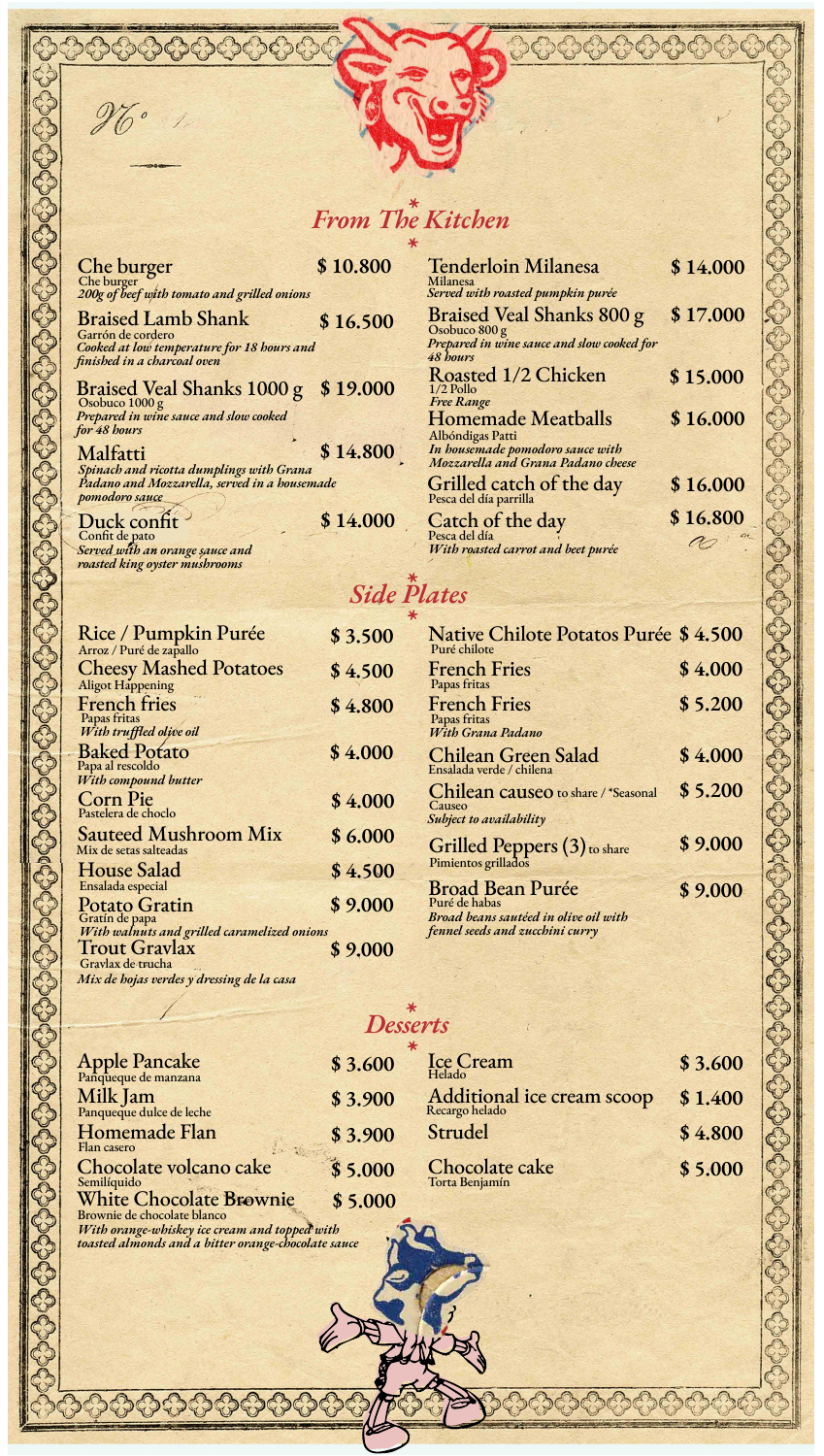Nº 1

## From The Kitchen

**Che burger** — $ 10.800
Che burger
*200g of beef with tomato and grilled onions*

**Braised Lamb Shank** — $ 16.500
Garrón de cordero
*Cooked at low temperature for 18 hours and finished in a charcoal oven*

**Braised Veal Shanks 1000 g** — $ 19.000
Osobuco 1000 g
*Prepared in wine sauce and slow cooked for 48 hours*

**Malfatti** — $ 14.800
*Spinach and ricotta dumplings with Grana Padano and Mozzarella, served in a housemade pomodoro sauce*

**Duck confit** — $ 14.000
Confit de pato
*Served with an orange sauce and roasted king oyster mushrooms*

**Tenderloin Milanesa** — $ 14.000
Milanesa
*Served with roasted pumpkin purée*

**Braised Veal Shanks 800 g** — $ 17.000
Osobuco 800 g
*Prepared in wine sauce and slow cooked for 48 hours*

**Roasted 1/2 Chicken** — $ 15.000
1/2 Pollo
*Free Range*

**Homemade Meatballs** — $ 16.000
Albóndigas Patti
*In housemade pomodoro sauce with Mozzarella and Grana Padano cheese*

**Grilled catch of the day** — $ 16.000
Pesca del día parrilla

**Catch of the day** — $ 16.800
Pesca del día
*With roasted carrot and beet purée*

## Side Plates

**Rice / Pumpkin Purée** — $ 3.500
Arroz / Puré de zapallo

**Cheesy Mashed Potatoes** — $ 4.500
Aligot Happening

**French fries** — $ 4.800
Papas fritas
*With truffled olive oil*

**Baked Potato** — $ 4.000
Papa al rescoldo
*With compound butter*

**Corn Pie** — $ 4.000
Pastelera de choclo

**Sauteed Mushroom Mix** — $ 6.000
Mix de setas salteadas

**House Salad** — $ 4.500
Ensalada especial

**Potato Gratin** — $ 9.000
Gratín de papa
*With walnuts and grilled caramelized onions*

**Trout Gravlax** — $ 9.000
Gravlax de trucha
*Mix de hojas verdes y dressing de la casa*

**Native Chilote Potatos Purée** — $ 4.500
Puré chilote

**French Fries** — $ 4.000
Papas fritas

**French Fries** — $ 5.200
Papas fritas
*With Grana Padano*

**Chilean Green Salad** — $ 4.000
Ensalada verde / chilena

**Chilean causeo** to share / *Seasonal — $ 5.200
Causeo
*Subject to availability*

**Grilled Peppers (3)** to share — $ 9.000
Pimientos grillados

**Broad Bean Purée** — $ 9.000
Puré de habas
*Broad beans sautéed in olive oil with fennel seeds and zucchini curry*

## Desserts

**Apple Pancake** — $ 3.600
Panqueque de manzana

**Milk Jam** — $ 3.900
Panqueque dulce de leche

**Homemade Flan** — $ 3.900
Flan casero

**Chocolate volcano cake** — $ 5.000
Semilíquido

**White Chocolate Brownie** — $ 5.000
Brownie de chocolate blanco
*With orange-whiskey ice cream and topped with toasted almonds and a bitter orange-chocolate sauce*

**Ice Cream** — $ 3.600
Helado

**Additional ice cream scoop** — $ 1.400
Recargo helado

**Strudel** — $ 4.800

**Chocolate cake** — $ 5.000
Torta Benjamín